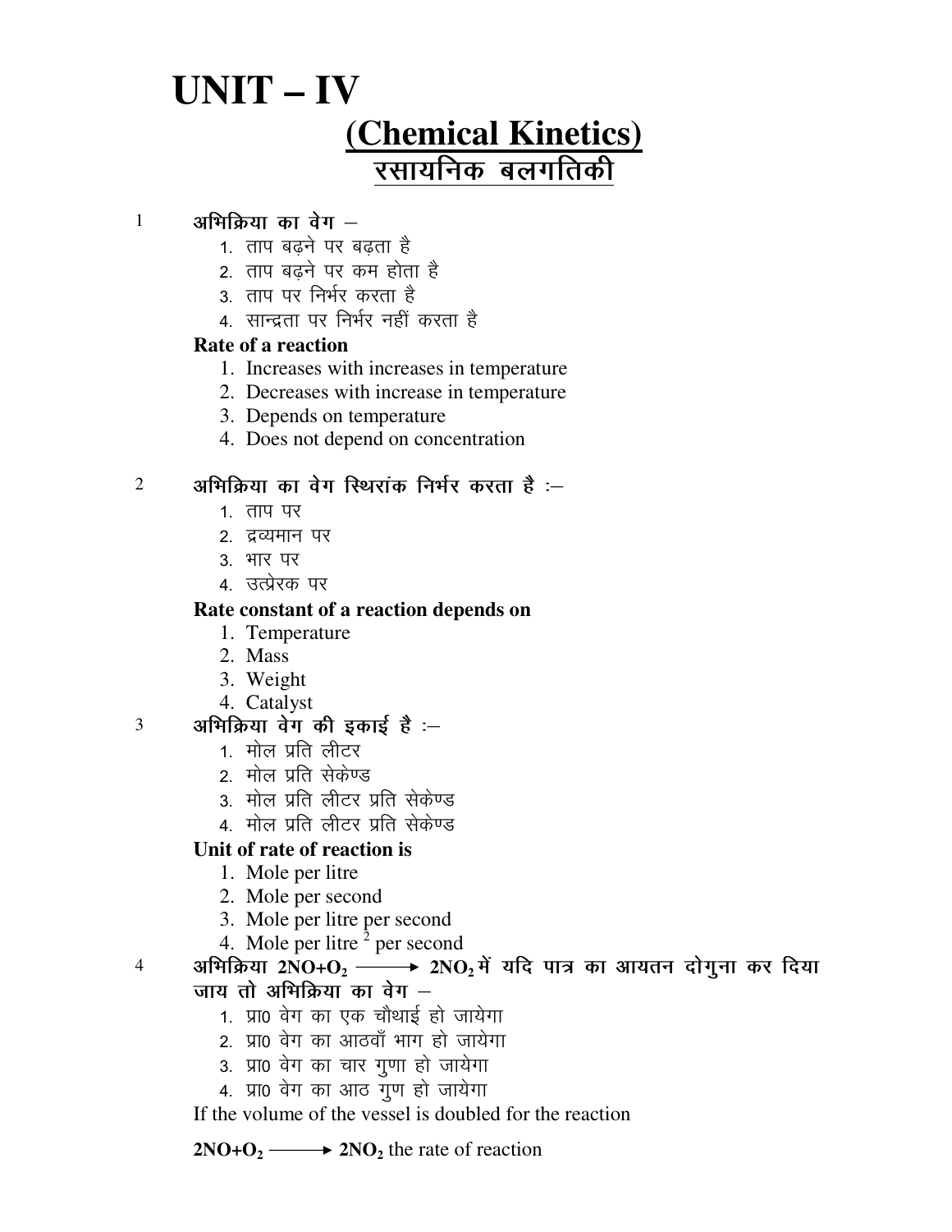# UNIT – IV

## (Chemical Kinetics)

## रसायनिक बलगतिकी

1 अभिक्रिया का वेग –

1. ताप बढ़ने पर बढ़ता है
2. ताप बढ़ने पर कम होता है
3. ताप पर निर्भर करता है
4. सान्द्रता पर निर्भर नहीं करता है

**Rate of a reaction**

1. Increases with increases in temperature
2. Decreases with increase in temperature
3. Depends on temperature
4. Does not depend on concentration

2 अभिक्रिया का वेग स्थिरांक निर्भर करता है :–

1. ताप पर
2. द्रव्यमान पर
3. भार पर
4. उत्प्रेरक पर

**Rate constant of a reaction depends on**

1. Temperature
2. Mass
3. Weight
4. Catalyst

3 अभिक्रिया वेग की इकाई है :–

1. मोल प्रति लीटर
2. मोल प्रति सेकेण्ड
3. मोल प्रति लीटर प्रति सेकेण्ड
4. मोल प्रति लीटर प्रति सेकेण्ड

**Unit of rate of reaction is**

1. Mole per litre
2. Mole per second
3. Mole per litre per second
4. Mole per litre $^2$ per second

4 अभिक्रिया $2NO+O_2 \longrightarrow 2NO_2$ में यदि पात्र का आयतन दोगुना कर दिया जाय तो अभिक्रिया का वेग –

1. प्रा0 वेग का एक चौथाई हो जायेगा
2. प्रा0 वेग का आठवाँ भाग हो जायेगा
3. प्रा0 वेग का चार गुणा हो जायेगा
4. प्रा0 वेग का आठ गुण हो जायेगा

If the volume of the vessel is doubled for the reaction

$2NO+O_2 \longrightarrow 2NO_2$ the rate of reaction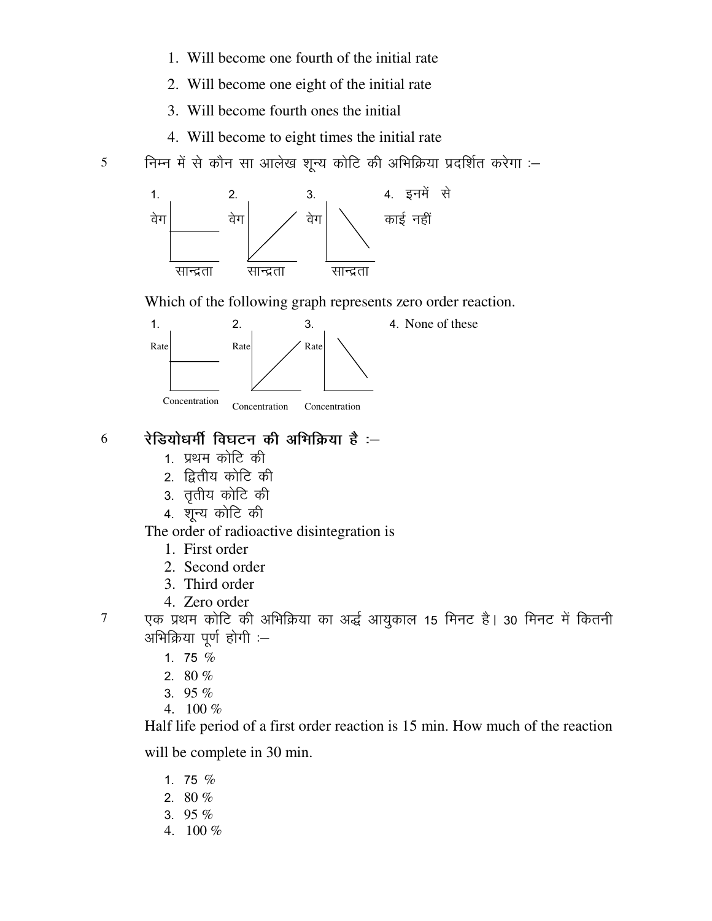1. Will become one fourth of the initial rate
2. Will become one eight of the initial rate
3. Will become fourth ones the initial
4. Will become to eight times the initial rate

5 निम्न में से कौन सा आलेख शून्य कोटि की अभिक्रिया प्रदर्शित करेगा :–

1. वेग / सान्द्रता
2. वेग / सान्द्रता
3. वेग / सान्द्रता
4. इनमें से काई नहीं

Which of the following graph represents zero order reaction.

1. Rate / Concentration
2. Rate / Concentration
3. Rate / Concentration
4. None of these

6 **रेडियोधर्मी विघटन की अभिक्रिया है :–**

1. प्रथम कोटि की
2. द्वितीय कोटि की
3. तृतीय कोटि की
4. शून्य कोटि की

The order of radioactive disintegration is

1. First order
2. Second order
3. Third order
4. Zero order

7 एक प्रथम कोटि की अभिक्रिया का अर्द्ध आयुकाल 15 मिनट है। 30 मिनट में कितनी अभिक्रिया पूर्ण होगी :–

1. 75 %
2. 80 %
3. 95 %
4. 100 %

Half life period of a first order reaction is 15 min. How much of the reaction will be complete in 30 min.

1. 75 %
2. 80 %
3. 95 %
4. 100 %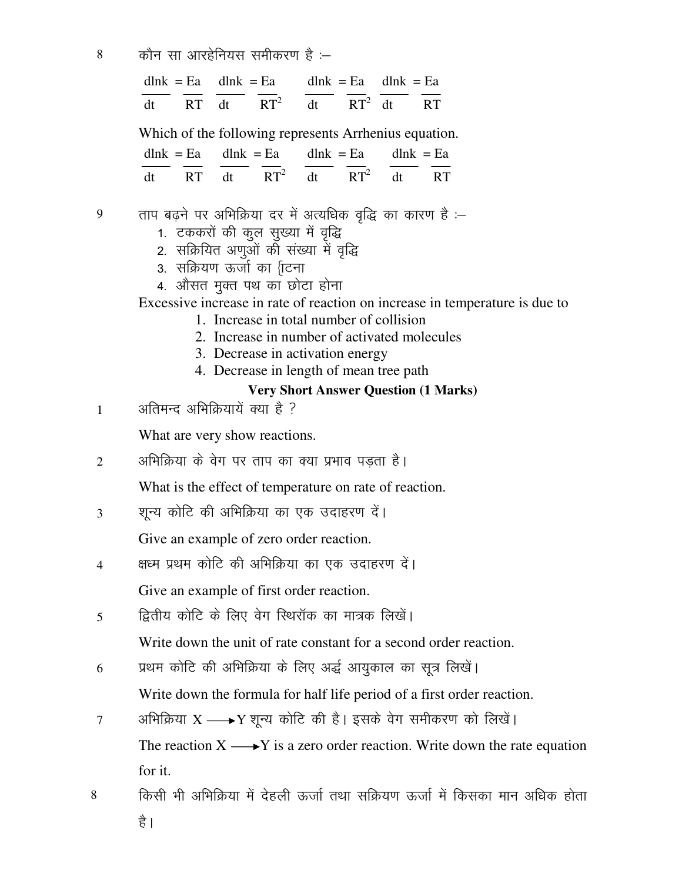8 कौन सा आरहेनियस समीकरण है :–

$\frac{dlnk}{dt} = \frac{Ea}{RT}$ $\frac{dlnk}{dt} = \frac{Ea}{RT^2}$ $\frac{dlnk}{dt} = \frac{Ea}{RT^2}$ $\frac{dlnk}{dt} = \frac{Ea}{RT}$

Which of the following represents Arrhenius equation.

$\frac{dlnk}{dt} = \frac{Ea}{RT}$ $\frac{dlnk}{dt} = \frac{Ea}{RT^2}$ $\frac{dlnk}{dt} = \frac{Ea}{RT^2}$ $\frac{dlnk}{dt} = \frac{Ea}{RT}$

9 ताप बढ़ने पर अभिक्रिया दर में अत्यधिक वृद्धि का कारण है :–

1. टककरों की कुल सुख्या में वृद्धि
2. सक्रियित अणुओं की संख्या में वृद्धि
3. सक्रियण ऊर्जा का {टिना
4. औसत मुक्त पथ का छोटा होना

Excessive increase in rate of reaction on increase in temperature is due to

1. Increase in total number of collision
2. Increase in number of activated molecules
3. Decrease in activation energy
4. Decrease in length of mean tree path

**Very Short Answer Question (1 Marks)**

1 अतिमन्द अभिक्रियायें क्या है ?

What are very show reactions.

2 अभिक्रिया के वेग पर ताप का क्या प्रभाव पड़ता है।

What is the effect of temperature on rate of reaction.

3 शून्य कोटि की अभिक्रिया का एक उदाहरण दें।

Give an example of zero order reaction.

4 क्षध्म प्रथम कोटि की अभिक्रिया का एक उदाहरण दें।

Give an example of first order reaction.

5 द्वितीय कोटि के लिए वेग स्थिरॉक का मात्रक लिखें।

Write down the unit of rate constant for a second order reaction.

6 प्रथम कोटि की अभिक्रिया के लिए अर्द्ध आयुकाल का सूत्र लिखें।

Write down the formula for half life period of a first order reaction.

7 अभिक्रिया $X \longrightarrow Y$ शून्य कोटि की है। इसके वेग समीकरण को लिखें।

The reaction $X \longrightarrow Y$ is a zero order reaction. Write down the rate equation for it.

8 किसी भी अभिक्रिया में देहली ऊर्जा तथा सक्रियण ऊर्जा में किसका मान अधिक होता है।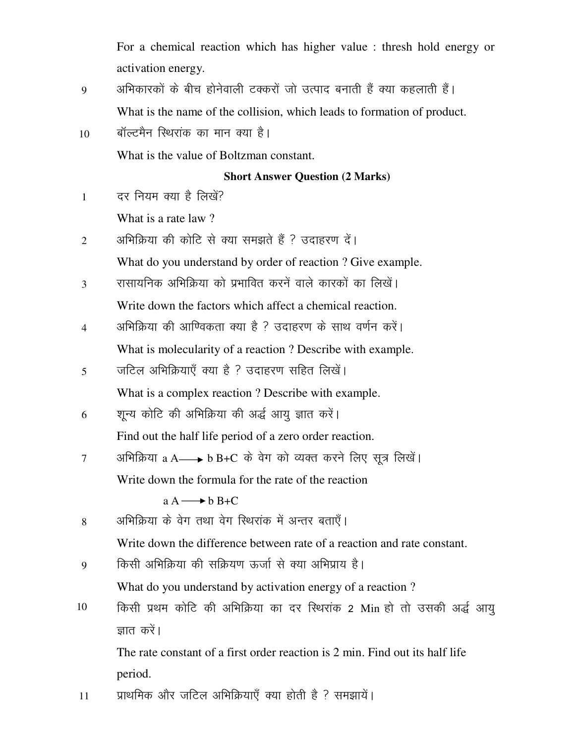For a chemical reaction which has higher value : thresh hold energy or activation energy.

9. अभिकारकों के बीच होनेवाली टक्करों जो उत्पाद बनाती हैं क्या कहलाती हैं।

   What is the name of the collision, which leads to formation of product.

10. बॉल्टमैन स्थिरांक का मान क्या है।

    What is the value of Boltzman constant.

**Short Answer Question (2 Marks)**

1. दर नियम क्या है लिखें?

   What is a rate law ?

2. अभिक्रिया की कोटि से क्या समझते हैं ? उदाहरण दें।

   What do you understand by order of reaction ? Give example.

3. रासायनिक अभिक्रिया को प्रभावित करनें वाले कारकों का लिखें।

   Write down the factors which affect a chemical reaction.

4. अभिक्रिया की आण्विकता क्या है ? उदाहरण के साथ वर्णन करें।

   What is molecularity of a reaction ? Describe with example.

5. जटिल अभिक्रियाएँ क्या है ? उदाहरण सहित लिखें।

   What is a complex reaction ? Describe with example.

6. शून्य कोटि की अभिक्रिया की अर्द्ध आयु ज्ञात करें।

   Find out the half life period of a zero order reaction.

7. अभिक्रिया $a\,A \longrightarrow b\,B + C$ के वेग को व्यक्त करने लिए सूत्र लिखें।

   Write down the formula for the rate of the reaction

   $$a\,A \longrightarrow b\,B + C$$

8. अभिक्रिया के वेग तथा वेग स्थिरांक में अन्तर बताएँ।

   Write down the difference between rate of a reaction and rate constant.

9. किसी अभिक्रिया की सक्रियण ऊर्जा से क्या अभिप्राय है।

   What do you understand by activation energy of a reaction ?

10. किसी प्रथम कोटि की अभिक्रिया का दर स्थिरांक 2 Min हो तो उसकी अर्द्ध आयु ज्ञात करें।

    The rate constant of a first order reaction is 2 min. Find out its half life period.

11. प्राथमिक और जटिल अभिक्रियाएँ क्या होती है ? समझायें।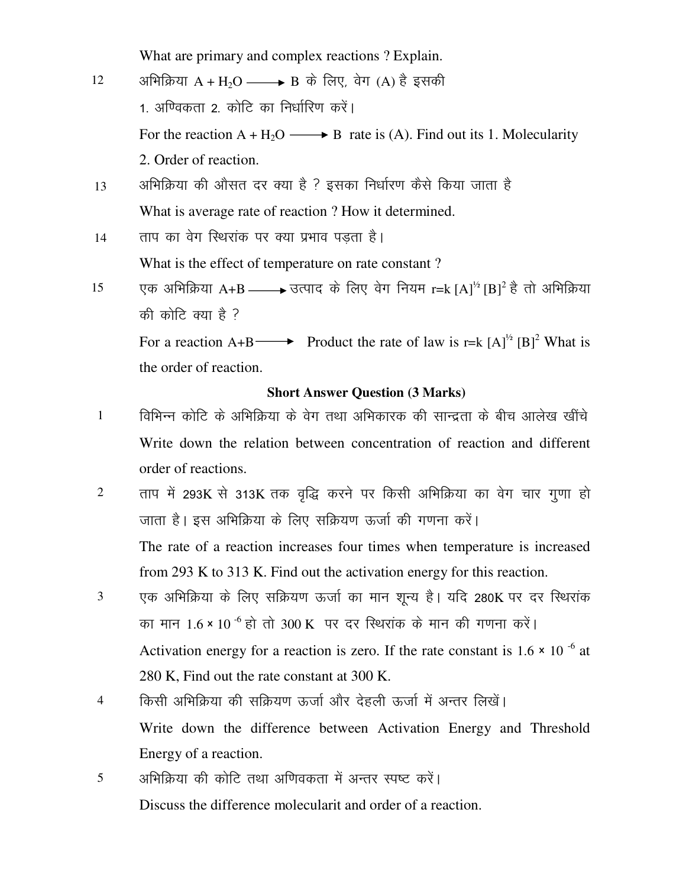What are primary and complex reactions ? Explain.

12 अभिक्रिया $A + H_2O \longrightarrow B$ के लिए, वेग (A) है इसकी

1. अण्विकता 2. कोटि का निर्धारिण करें।

For the reaction $A + H_2O \longrightarrow B$ rate is (A). Find out its 1. Molecularity 2. Order of reaction.

13 अभिक्रिया की औसत दर क्या है ? इसका निर्धारण कैसे किया जाता है

What is average rate of reaction ? How it determined.

14 ताप का वेग स्थिरांक पर क्या प्रभाव पड़ता है।

What is the effect of temperature on rate constant ?

15 एक अभिक्रिया $A+B \longrightarrow$ उत्पाद के लिए वेग नियम $r=k\,[A]^{1/2}\,[B]^2$ है तो अभिक्रिया की कोटि क्या है ?

For a reaction $A+B \longrightarrow$ Product the rate of law is $r=k\,[A]^{1/2}\,[B]^2$ What is the order of reaction.

**Short Answer Question (3 Marks)**

1 विभिन्न कोटि के अभिक्रिया के वेग तथा अभिकारक की सान्द्रता के बीच आलेख खींचे

Write down the relation between concentration of reaction and different order of reactions.

2 ताप में 293K से 313K तक वृद्धि करने पर किसी अभिक्रिया का वेग चार गुणा हो जाता है। इस अभिक्रिया के लिए सक्रियण ऊर्जा की गणना करें।

The rate of a reaction increases four times when temperature is increased from 293 K to 313 K. Find out the activation energy for this reaction.

3 एक अभिक्रिया के लिए सक्रियण ऊर्जा का मान शून्य है। यदि 280K पर दर स्थिरांक का मान $1.6 \times 10^{-6}$ हो तो 300 K पर दर स्थिरांक के मान की गणना करें।

Activation energy for a reaction is zero. If the rate constant is $1.6 \times 10^{-6}$ at 280 K, Find out the rate constant at 300 K.

4 किसी अभिक्रिया की सक्रियण ऊर्जा और देहली ऊर्जा में अन्तर लिखें।

Write down the difference between Activation Energy and Threshold Energy of a reaction.

5 अभिक्रिया की कोटि तथा अणिवकता में अन्तर स्पष्ट करें।

Discuss the difference molecularit and order of a reaction.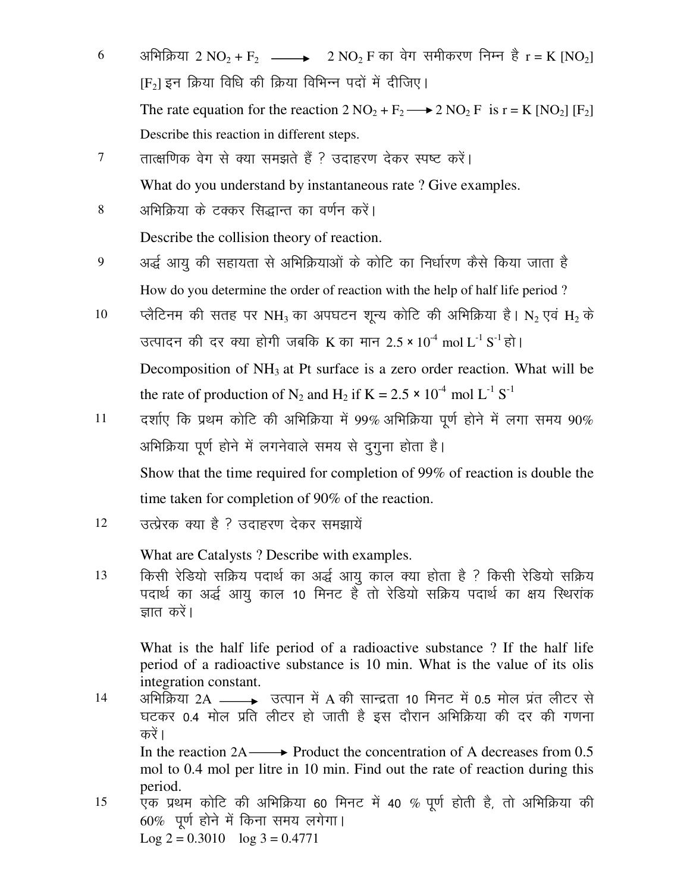6 अभिक्रिया $2\ NO_2 + F_2 \longrightarrow 2\ NO_2\ F$ का वेग समीकरण निम्न है $r = K\ [NO_2]\ [F_2]$ इन क्रिया विधि की क्रिया विभिन्न पदों में दीजिए।

The rate equation for the reaction $2\ NO_2 + F_2 \longrightarrow 2\ NO_2\ F$ is $r = K\ [NO_2]\ [F_2]$ Describe this reaction in different steps.

7 तात्क्षणिक वेग से क्या समझते हैं ? उदाहरण देकर स्पष्ट करें।

What do you understand by instantaneous rate ? Give examples.

8 अभिक्रिया के टक्कर सिद्धान्त का वर्णन करें।

Describe the collision theory of reaction.

9 अर्द्ध आयु की सहायता से अभिक्रियाओं के कोटि का निर्धारण कैसे किया जाता है

How do you determine the order of reaction with the help of half life period ?

10 प्लैटिनम की सतह पर $NH_3$ का अपघटन शून्य कोटि की अभिक्रिया है। $N_2$ एवं $H_2$ के उत्पादन की दर क्या होगी जबकि K का मान $2.5 \times 10^{-4}$ mol $L^{-1}$ $S^{-1}$ हो।

Decomposition of $NH_3$ at Pt surface is a zero order reaction. What will be the rate of production of $N_2$ and $H_2$ if $K = 2.5 \times 10^{-4}$ mol $L^{-1}$ $S^{-1}$

11 दर्शाए कि प्रथम कोटि की अभिक्रिया में 99% अभिक्रिया पूर्ण होने में लगा समय 90% अभिक्रिया पूर्ण होने में लगनेवाले समय से दुगुना होता है।

Show that the time required for completion of 99% of reaction is double the time taken for completion of 90% of the reaction.

12 उत्प्रेरक क्या है ? उदाहरण देकर समझायें

What are Catalysts ? Describe with examples.

13 किसी रेडियो सक्रिय पदार्थ का अर्द्ध आयु काल क्या होता है ? किसी रेडियो सक्रिय पदार्थ का अर्द्ध आयु काल 10 मिनट है तो रेडियो सक्रिय पदार्थ का क्षय स्थिरांक ज्ञात करें।

What is the half life period of a radioactive substance ? If the half life period of a radioactive substance is 10 min. What is the value of its olis integration constant.

14 अभिक्रिया $2A \longrightarrow$ उत्पान में A की सान्द्रता 10 मिनट में 0.5 मोल प्रंत लीटर से घटकर 0.4 मोल प्रति लीटर हो जाती है इस दौरान अभिक्रिया की दर की गणना करें।

In the reaction $2A \longrightarrow$ Product the concentration of A decreases from 0.5 mol to 0.4 mol per litre in 10 min. Find out the rate of reaction during this period.

15 एक प्रथम कोटि की अभिक्रिया 60 मिनट में 40 % पूर्ण होती है, तो अभिक्रिया की 60% पूर्ण होने में किना समय लगेगा।

Log 2 = 0.3010 log 3 = 0.4771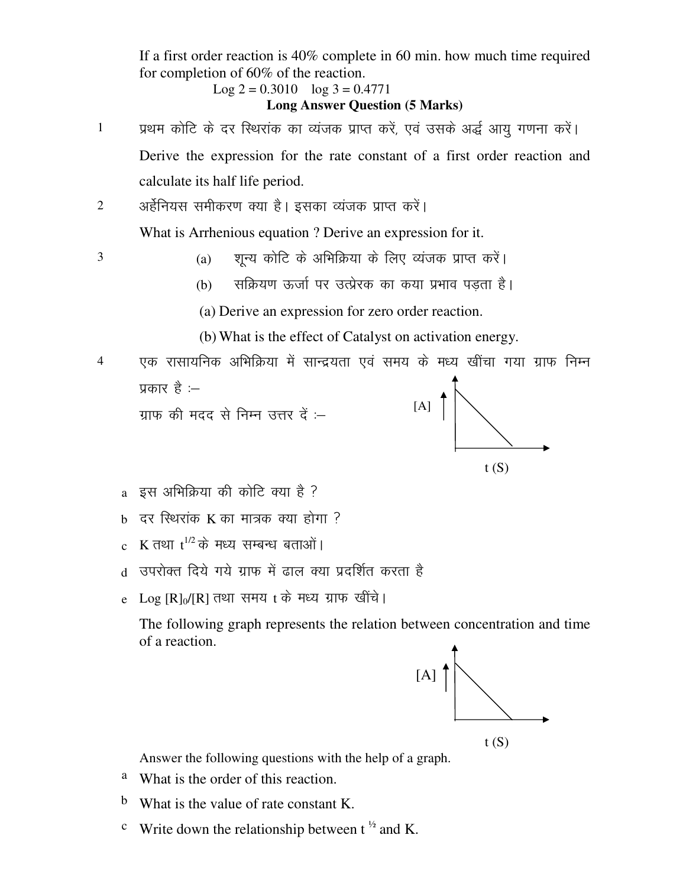If a first order reaction is 40% complete in 60 min. how much time required for completion of 60% of the reaction.

Log 2 = 0.3010  log 3 = 0.4771

**Long Answer Question (5 Marks)**

1. प्रथम कोटि के दर स्थिरांक का व्यंजक प्राप्त करें, एवं उसके अर्द्ध आयु गणना करें।

   Derive the expression for the rate constant of a first order reaction and calculate its half life period.

2. अर्हेनियस समीकरण क्या है। इसका व्यंजक प्राप्त करें।

   What is Arrhenious equation ? Derive an expression for it.

3. (a) शून्य कोटि के अभिक्रिया के लिए व्यंजक प्राप्त करें।

   (b) सक्रियण ऊर्जा पर उत्प्रेरक का कया प्रभाव पड़ता है।

   (a) Derive an expression for zero order reaction.

   (b) What is the effect of Catalyst on activation energy.

4. एक रासायनिक अभिक्रिया में सान्द्रयता एवं समय के मध्य खींचा गया ग्राफ निम्न प्रकार है :–

   ग्राफ की मदद से निम्न उत्तर दें :–

   [A] vs t (S)

   a. इस अभिक्रिया की कोटि क्या है ?
   b. दर स्थिरांक K का मात्रक क्या होगा ?
   c. K तथा $t^{1/2}$ के मध्य सम्बन्ध बताओं।
   d. उपरोक्त दिये गये ग्राफ में ढाल क्या प्रदर्शित करता है
   e. Log $[R]_0/[R]$ तथा समय t के मध्य ग्राफ खींचे।

   The following graph represents the relation between concentration and time of a reaction.

   [A] vs t (S)

   Answer the following questions with the help of a graph.

   a. What is the order of this reaction.
   b. What is the value of rate constant K.
   c. Write down the relationship between $t^{1/2}$ and K.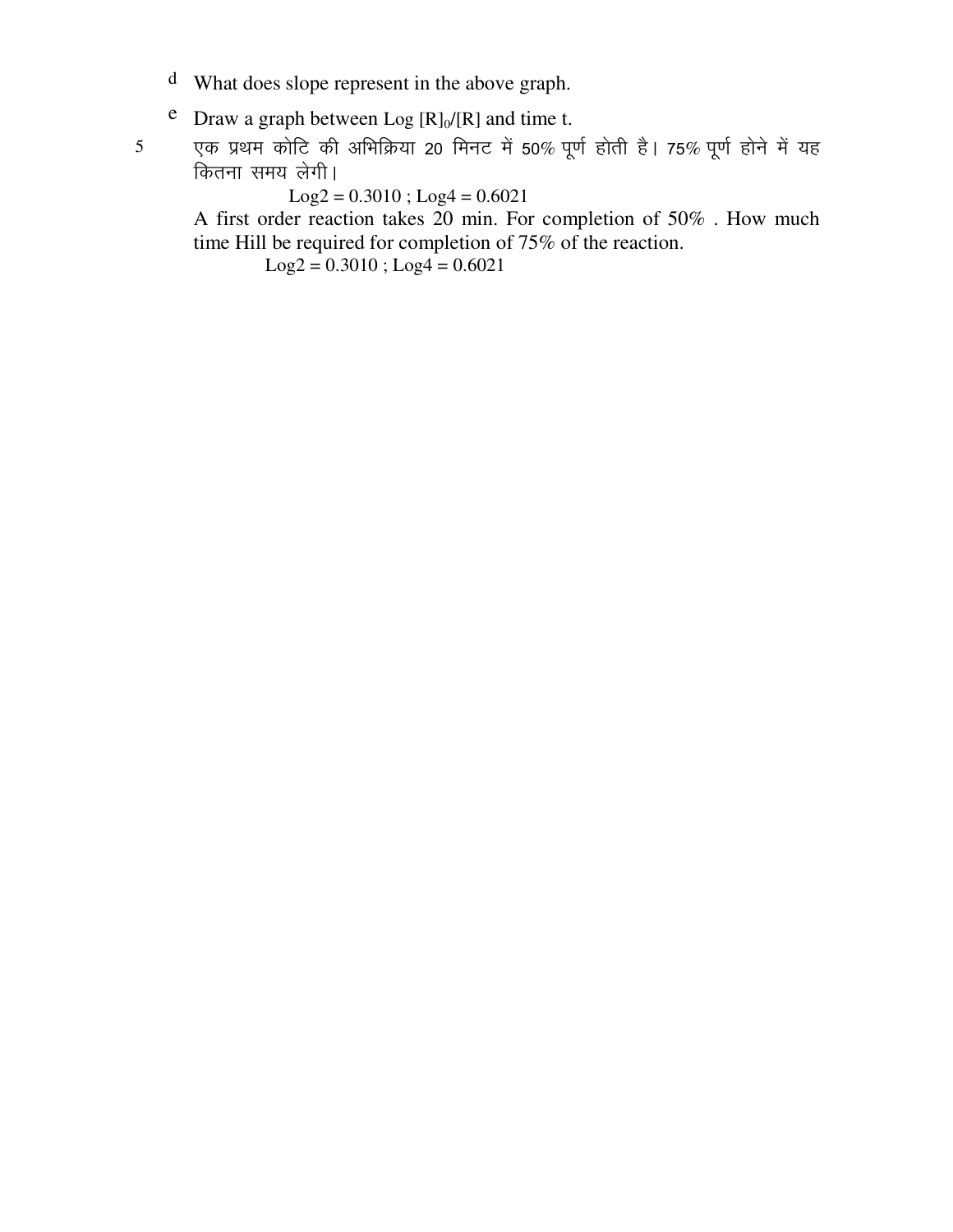d What does slope represent in the above graph.

e Draw a graph between Log $[R]_0/[R]$ and time t.

5 एक प्रथम कोटि की अभिक्रिया 20 मिनट में 50% पूर्ण होती है। 75% पूर्ण होने में यह कितना समय लेगी।

Log2 = 0.3010 ; Log4 = 0.6021

A first order reaction takes 20 min. For completion of 50% . How much time Hill be required for completion of 75% of the reaction.

Log2 = 0.3010 ; Log4 = 0.6021